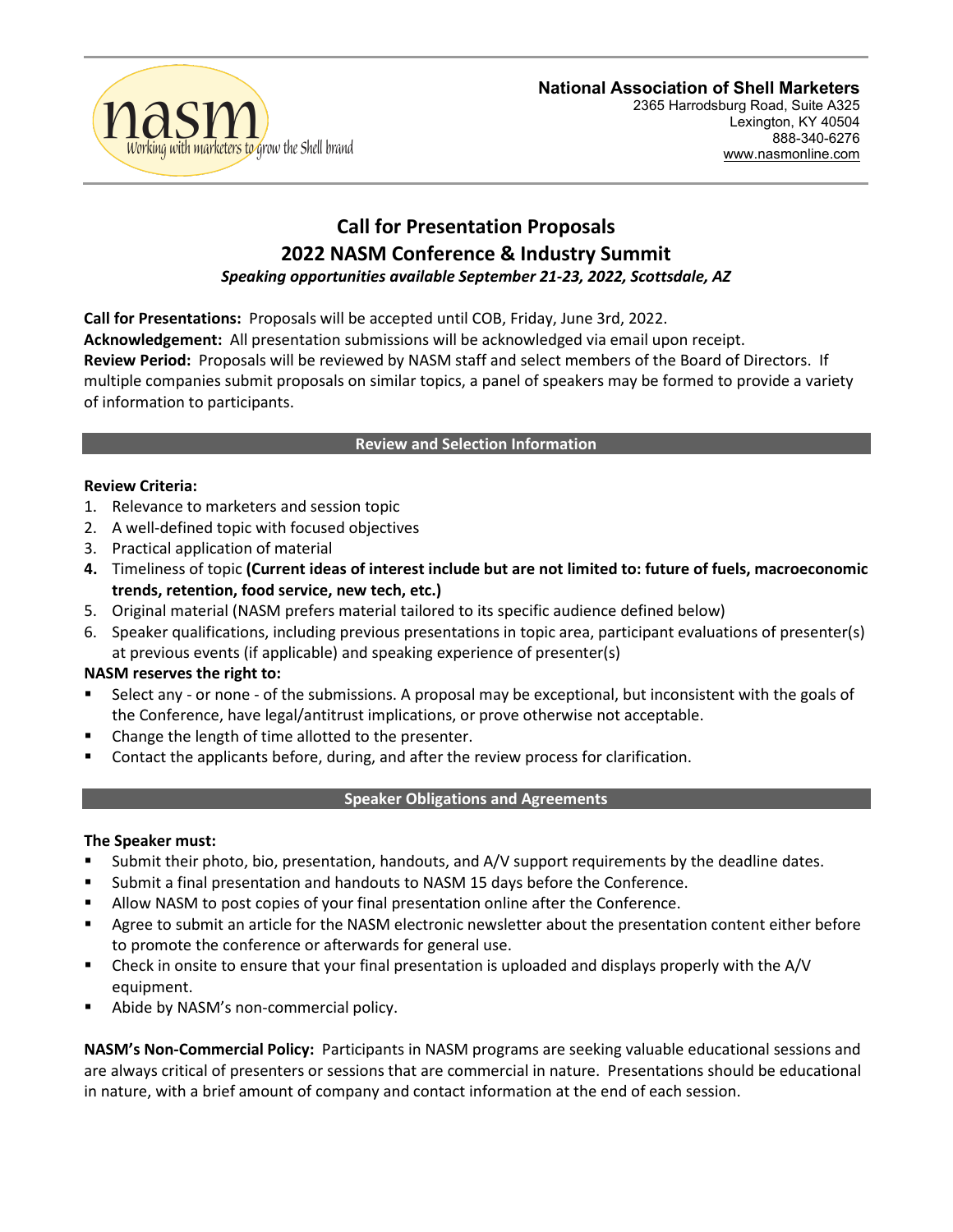nasm

Working with marketers to grow the Shell brand

**National Association of Shell Marketers**
2365 Harrodsburg Road, Suite A325
Lexington, KY 40504
888-340-6276
www.nasmonline.com

# Call for Presentation Proposals
# 2022 NASM Conference & Industry Summit

***Speaking opportunities available September 21-23, 2022, Scottsdale, AZ***

**Call for Presentations:** Proposals will be accepted until COB, Friday, June 3rd, 2022.
**Acknowledgement:** All presentation submissions will be acknowledged via email upon receipt.
**Review Period:** Proposals will be reviewed by NASM staff and select members of the Board of Directors. If multiple companies submit proposals on similar topics, a panel of speakers may be formed to provide a variety of information to participants.

## Review and Selection Information

**Review Criteria:**

1. Relevance to marketers and session topic
2. A well-defined topic with focused objectives
3. Practical application of material
4. Timeliness of topic **(Current ideas of interest include but are not limited to: future of fuels, macroeconomic trends, retention, food service, new tech, etc.)**
5. Original material (NASM prefers material tailored to its specific audience defined below)
6. Speaker qualifications, including previous presentations in topic area, participant evaluations of presenter(s) at previous events (if applicable) and speaking experience of presenter(s)

**NASM reserves the right to:**

- Select any - or none - of the submissions. A proposal may be exceptional, but inconsistent with the goals of the Conference, have legal/antitrust implications, or prove otherwise not acceptable.
- Change the length of time allotted to the presenter.
- Contact the applicants before, during, and after the review process for clarification.

## Speaker Obligations and Agreements

**The Speaker must:**

- Submit their photo, bio, presentation, handouts, and A/V support requirements by the deadline dates.
- Submit a final presentation and handouts to NASM 15 days before the Conference.
- Allow NASM to post copies of your final presentation online after the Conference.
- Agree to submit an article for the NASM electronic newsletter about the presentation content either before to promote the conference or afterwards for general use.
- Check in onsite to ensure that your final presentation is uploaded and displays properly with the A/V equipment.
- Abide by NASM's non-commercial policy.

**NASM's Non-Commercial Policy:** Participants in NASM programs are seeking valuable educational sessions and are always critical of presenters or sessions that are commercial in nature. Presentations should be educational in nature, with a brief amount of company and contact information at the end of each session.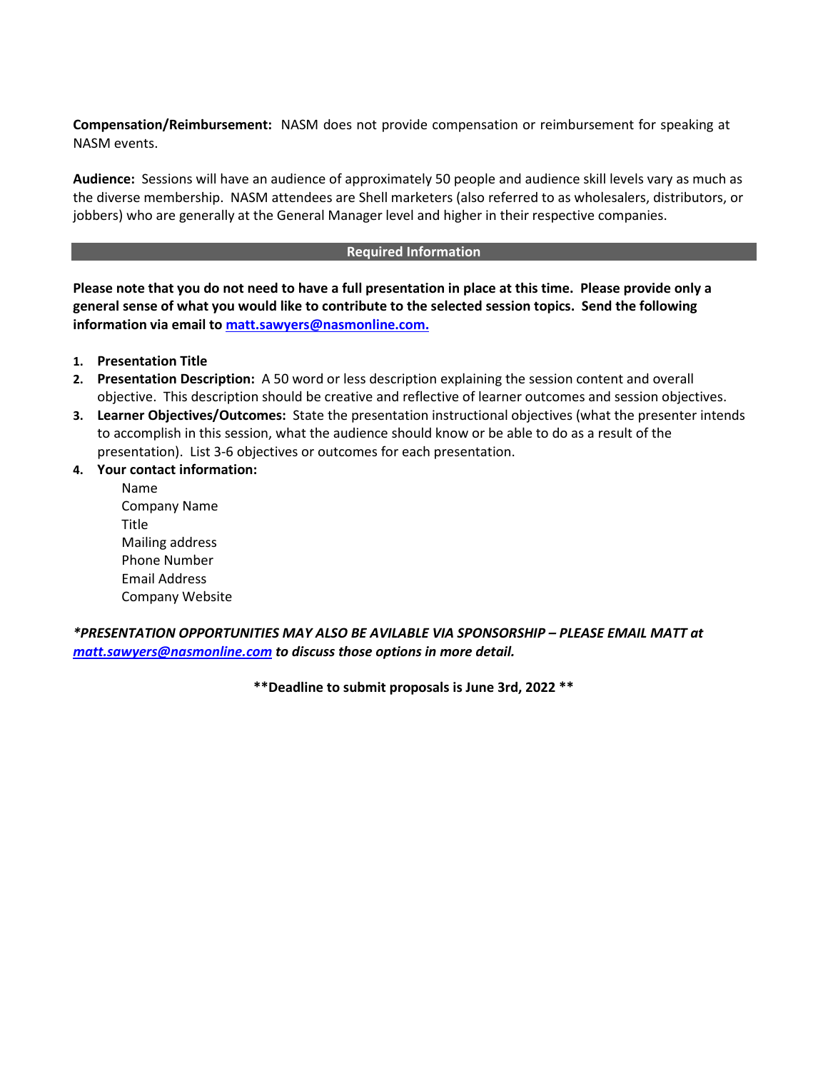**Compensation/Reimbursement:** NASM does not provide compensation or reimbursement for speaking at NASM events.

**Audience:** Sessions will have an audience of approximately 50 people and audience skill levels vary as much as the diverse membership. NASM attendees are Shell marketers (also referred to as wholesalers, distributors, or jobbers) who are generally at the General Manager level and higher in their respective companies.

## Required Information

**Please note that you do not need to have a full presentation in place at this time. Please provide only a general sense of what you would like to contribute to the selected session topics. Send the following information via email to matt.sawyers@nasmonline.com.**

1. **Presentation Title**
2. **Presentation Description:** A 50 word or less description explaining the session content and overall objective. This description should be creative and reflective of learner outcomes and session objectives.
3. **Learner Objectives/Outcomes:** State the presentation instructional objectives (what the presenter intends to accomplish in this session, what the audience should know or be able to do as a result of the presentation). List 3-6 objectives or outcomes for each presentation.
4. **Your contact information:**
   - Name
   - Company Name
   - Title
   - Mailing address
   - Phone Number
   - Email Address
   - Company Website

***PRESENTATION OPPORTUNITIES MAY ALSO BE AVILABLE VIA SPONSORSHIP – PLEASE EMAIL MATT at matt.sawyers@nasmonline.com to discuss those options in more detail.***

**\*\*Deadline to submit proposals is June 3rd, 2022 \*\***